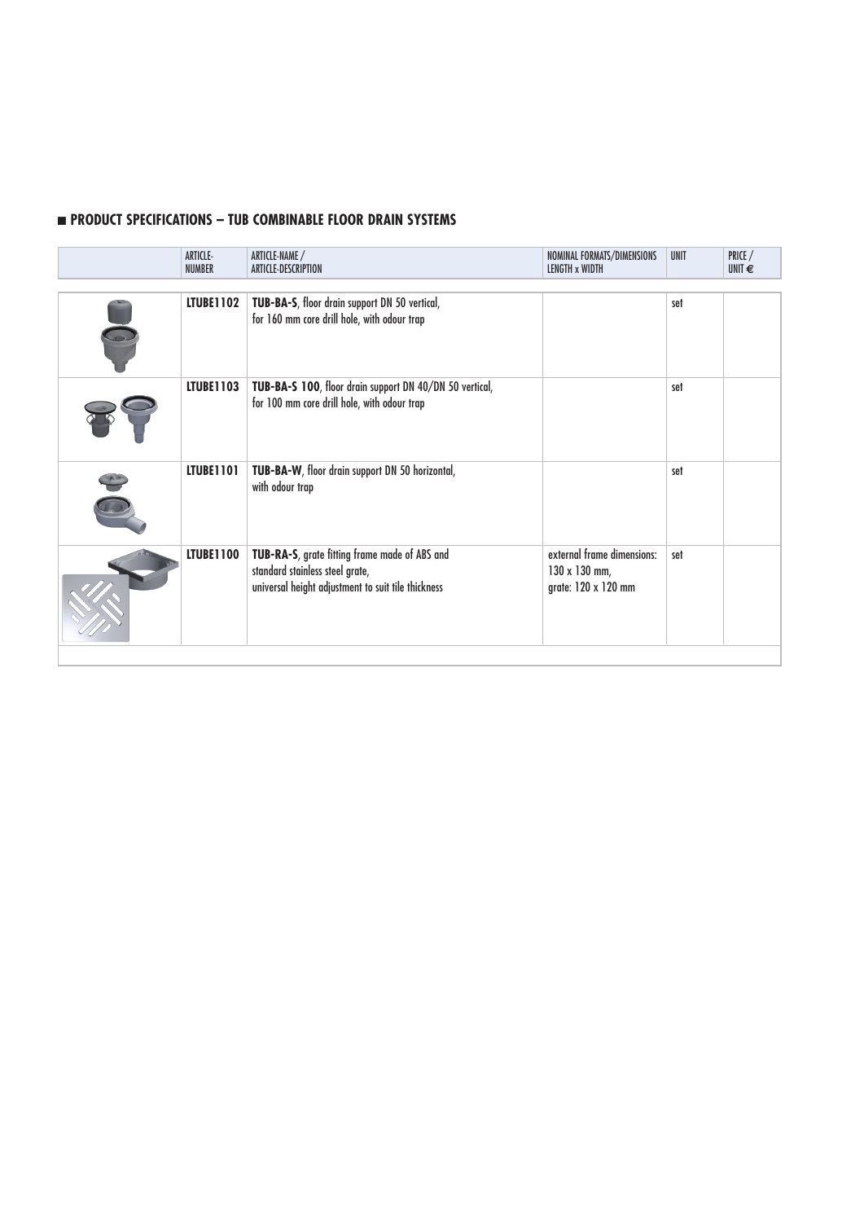## PRODUCT SPECIFICATIONS – TUB COMBINABLE FLOOR DRAIN SYSTEMS

| | ARTICLE-NUMBER | ARTICLE-NAME / ARTICLE-DESCRIPTION | NOMINAL FORMATS/DIMENSIONS LENGTH x WIDTH | UNIT | PRICE / UNIT € |
|---|---|---|---|---|---|
| | **LTUBE1102** | **TUB-BA-S**, floor drain support DN 50 vertical, for 160 mm core drill hole, with odour trap | | set | |
| | **LTUBE1103** | **TUB-BA-S 100**, floor drain support DN 40/DN 50 vertical, for 100 mm core drill hole, with odour trap | | set | |
| | **LTUBE1101** | **TUB-BA-W**, floor drain support DN 50 horizontal, with odour trap | | set | |
| | **LTUBE1100** | **TUB-RA-S**, grate fitting frame made of ABS and standard stainless steel grate, universal height adjustment to suit tile thickness | external frame dimensions: 130 x 130 mm, grate: 120 x 120 mm | set | |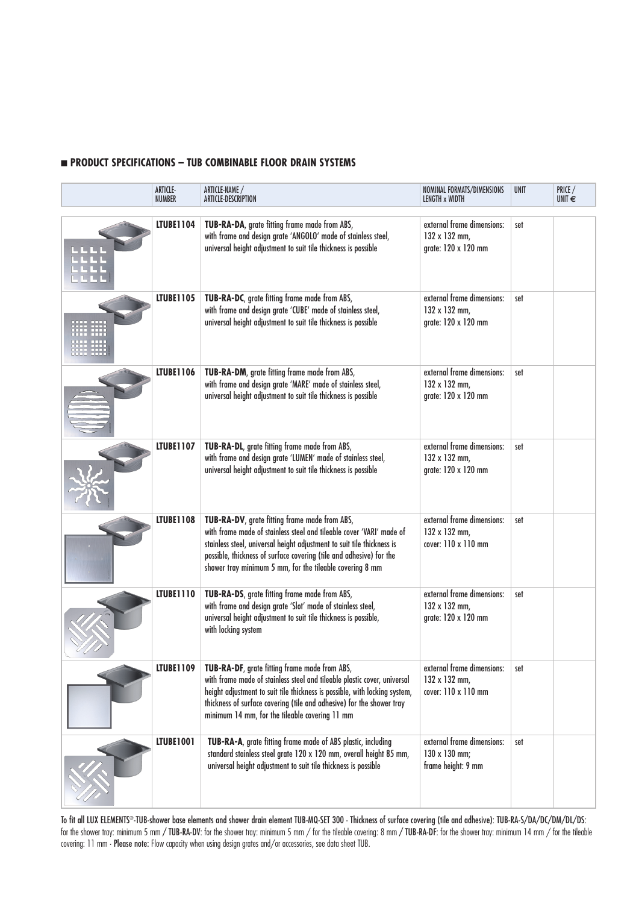## ■ PRODUCT SPECIFICATIONS – TUB COMBINABLE FLOOR DRAIN SYSTEMS

| | ARTICLE-NUMBER | ARTICLE-NAME / ARTICLE-DESCRIPTION | NOMINAL FORMATS/DIMENSIONS LENGTH x WIDTH | UNIT | PRICE / UNIT € |
|---|---|---|---|---|---|
| | **LTUBE1104** | **TUB-RA-DA**, grate fitting frame made from ABS, with frame and design grate 'ANGOLO' made of stainless steel, universal height adjustment to suit tile thickness is possible | external frame dimensions: 132 x 132 mm, grate: 120 x 120 mm | set | |
| | **LTUBE1105** | **TUB-RA-DC**, grate fitting frame made from ABS, with frame and design grate 'CUBE' made of stainless steel, universal height adjustment to suit tile thickness is possible | external frame dimensions: 132 x 132 mm, grate: 120 x 120 mm | set | |
| | **LTUBE1106** | **TUB-RA-DM**, grate fitting frame made from ABS, with frame and design grate 'MARE' made of stainless steel, universal height adjustment to suit tile thickness is possible | external frame dimensions: 132 x 132 mm, grate: 120 x 120 mm | set | |
| | **LTUBE1107** | **TUB-RA-DL**, grate fitting frame made from ABS, with frame and design grate 'LUMEN' made of stainless steel, universal height adjustment to suit tile thickness is possible | external frame dimensions: 132 x 132 mm, grate: 120 x 120 mm | set | |
| | **LTUBE1108** | **TUB-RA-DV**, grate fitting frame made from ABS, with frame made of stainless steel and tileable cover 'VARI' made of stainless steel, universal height adjustment to suit tile thickness is possible, thickness of surface covering (tile and adhesive) for the shower tray minimum 5 mm, for the tileable covering 8 mm | external frame dimensions: 132 x 132 mm, cover: 110 x 110 mm | set | |
| | **LTUBE1110** | **TUB-RA-DS**, grate fitting frame made from ABS, with frame and design grate 'Slot' made of stainless steel, universal height adjustment to suit tile thickness is possible, with locking system | external frame dimensions: 132 x 132 mm, grate: 120 x 120 mm | set | |
| | **LTUBE1109** | **TUB-RA-DF**, grate fitting frame made from ABS, with frame made of stainless steel and tileable plastic cover, universal height adjustment to suit tile thickness is possible, with locking system, thickness of surface covering (tile and adhesive) for the shower tray minimum 14 mm, for the tileable covering 11 mm | external frame dimensions: 132 x 132 mm, cover: 110 x 110 mm | set | |
| | **LTUBE1001** | **TUB-RA-A**, grate fitting frame made of ABS plastic, including standard stainless steel grate 120 x 120 mm, overall height 85 mm, universal height adjustment to suit tile thickness is possible | external frame dimensions: 130 x 130 mm; frame height: 9 mm | set | |

To fit all LUX ELEMENTS®-TUB-shower base elements and shower drain element TUB-MQ-SET 300 · Thickness of surface covering (tile and adhesive): TUB-RA-S/DA/DC/DM/DL/DS: for the shower tray: minimum 5 mm / **TUB-RA-DV**: for the shower tray: minimum 5 mm / for the tileable covering: 8 mm / **TUB-RA-DF**: for the shower tray: minimum 14 mm / for the tileable covering: 11 mm · **Please note:** Flow capacity when using design grates and/or accessories, see data sheet TUB.